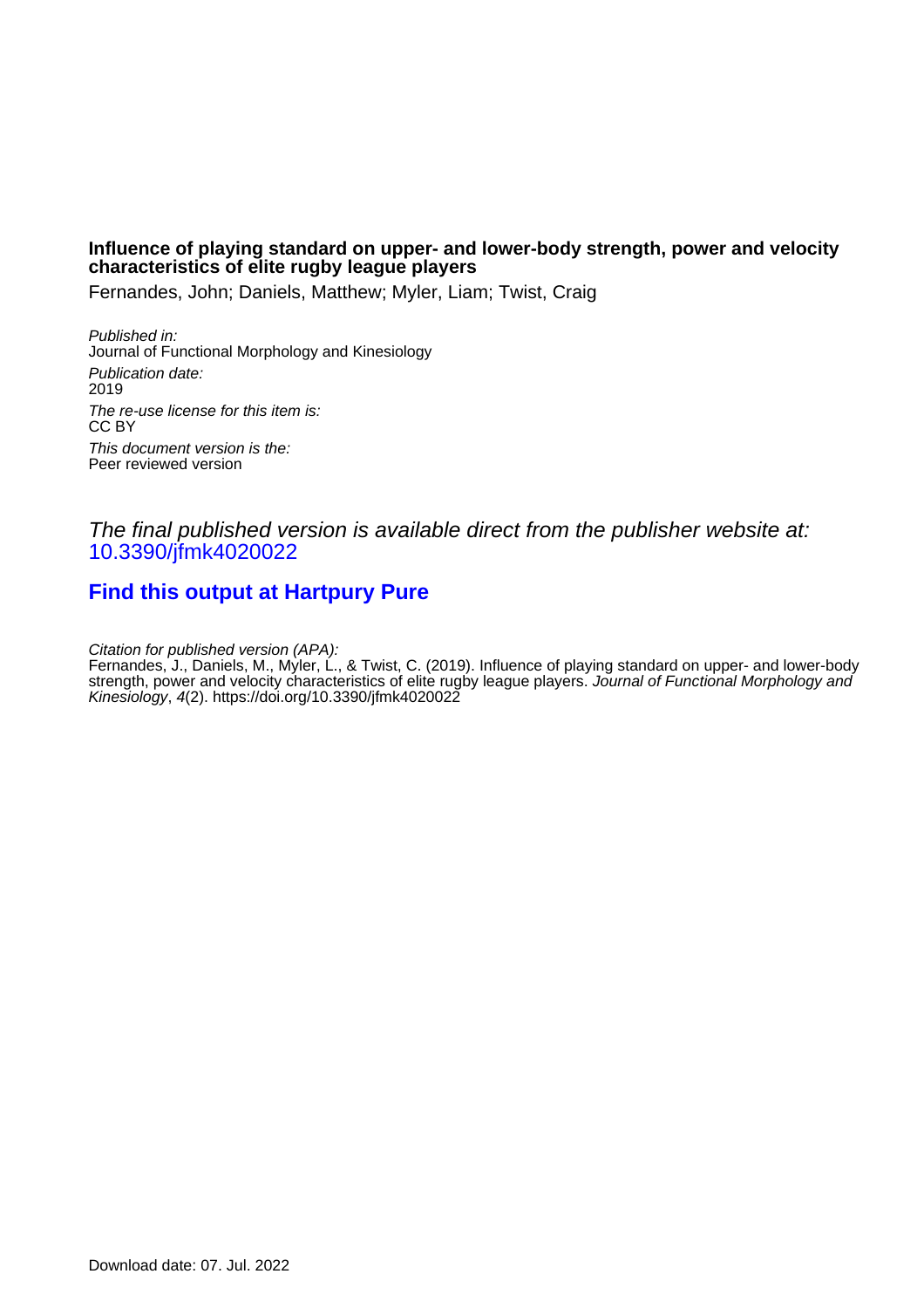**Influence of playing standard on upper- and lower-body strength, power and velocity characteristics of elite rugby league players**

Fernandes, John; Daniels, Matthew; Myler, Liam; Twist, Craig

*Published in:*
Journal of Functional Morphology and Kinesiology

*Publication date:*
2019

*The re-use license for this item is:*
CC BY

*This document version is the:*
Peer reviewed version

*The final published version is available direct from the publisher website at:*
10.3390/jfmk4020022

**Find this output at Hartpury Pure**

*Citation for published version (APA):*
Fernandes, J., Daniels, M., Myler, L., & Twist, C. (2019). Influence of playing standard on upper- and lower-body strength, power and velocity characteristics of elite rugby league players. *Journal of Functional Morphology and Kinesiology*, *4*(2). https://doi.org/10.3390/jfmk4020022

Download date: 07. Jul. 2022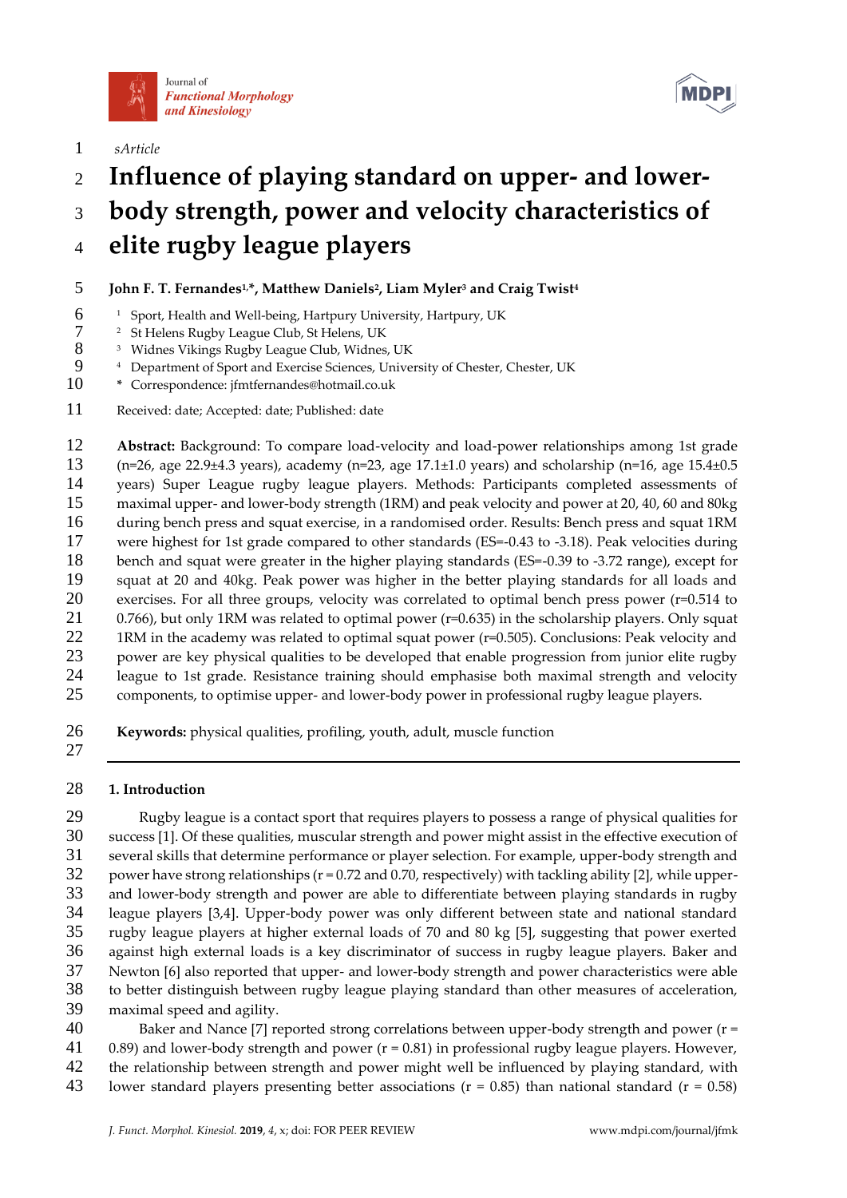sArticle

# Influence of playing standard on upper- and lower-body strength, power and velocity characteristics of elite rugby league players

**John F. T. Fernandes[1,*], Matthew Daniels[2], Liam Myler[3] and Craig Twist[4]**

[1] Sport, Health and Well-being, Hartpury University, Hartpury, UK
[2] St Helens Rugby League Club, St Helens, UK
[3] Widnes Vikings Rugby League Club, Widnes, UK
[4] Department of Sport and Exercise Sciences, University of Chester, Chester, UK
\* Correspondence: jfmtfernandes@hotmail.co.uk

Received: date; Accepted: date; Published: date

**Abstract:** Background: To compare load-velocity and load-power relationships among 1st grade (n=26, age 22.9±4.3 years), academy (n=23, age 17.1±1.0 years) and scholarship (n=16, age 15.4±0.5 years) Super League rugby league players. Methods: Participants completed assessments of maximal upper- and lower-body strength (1RM) and peak velocity and power at 20, 40, 60 and 80kg during bench press and squat exercise, in a randomised order. Results: Bench press and squat 1RM were highest for 1st grade compared to other standards (ES=-0.43 to -3.18). Peak velocities during bench and squat were greater in the higher playing standards (ES=-0.39 to -3.72 range), except for squat at 20 and 40kg. Peak power was higher in the better playing standards for all loads and exercises. For all three groups, velocity was correlated to optimal bench press power (r=0.514 to 0.766), but only 1RM was related to optimal power (r=0.635) in the scholarship players. Only squat 1RM in the academy was related to optimal squat power (r=0.505). Conclusions: Peak velocity and power are key physical qualities to be developed that enable progression from junior elite rugby league to 1st grade. Resistance training should emphasise both maximal strength and velocity components, to optimise upper- and lower-body power in professional rugby league players.

**Keywords:** physical qualities, profiling, youth, adult, muscle function

## 1. Introduction

Rugby league is a contact sport that requires players to possess a range of physical qualities for success [1]. Of these qualities, muscular strength and power might assist in the effective execution of several skills that determine performance or player selection. For example, upper-body strength and power have strong relationships (r = 0.72 and 0.70, respectively) with tackling ability [2], while upper- and lower-body strength and power are able to differentiate between playing standards in rugby league players [3,4]. Upper-body power was only different between state and national standard rugby league players at higher external loads of 70 and 80 kg [5], suggesting that power exerted against high external loads is a key discriminator of success in rugby league players. Baker and Newton [6] also reported that upper- and lower-body strength and power characteristics were able to better distinguish between rugby league playing standard than other measures of acceleration, maximal speed and agility.

Baker and Nance [7] reported strong correlations between upper-body strength and power (r = 0.89) and lower-body strength and power (r = 0.81) in professional rugby league players. However, the relationship between strength and power might well be influenced by playing standard, with lower standard players presenting better associations (r = 0.85) than national standard (r = 0.58)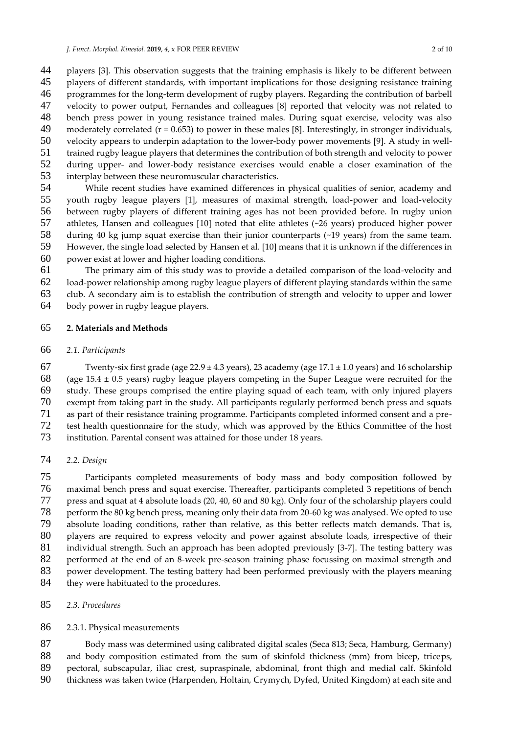players [3]. This observation suggests that the training emphasis is likely to be different between players of different standards, with important implications for those designing resistance training programmes for the long-term development of rugby players. Regarding the contribution of barbell velocity to power output, Fernandes and colleagues [8] reported that velocity was not related to bench press power in young resistance trained males. During squat exercise, velocity was also moderately correlated ($r = 0.653$) to power in these males [8]. Interestingly, in stronger individuals, velocity appears to underpin adaptation to the lower-body power movements [9]. A study in well-trained rugby league players that determines the contribution of both strength and velocity to power during upper- and lower-body resistance exercises would enable a closer examination of the interplay between these neuromuscular characteristics.

While recent studies have examined differences in physical qualities of senior, academy and youth rugby league players [1], measures of maximal strength, load-power and load-velocity between rugby players of different training ages has not been provided before. In rugby union athletes, Hansen and colleagues [10] noted that elite athletes (~26 years) produced higher power during 40 kg jump squat exercise than their junior counterparts (~19 years) from the same team. However, the single load selected by Hansen et al. [10] means that it is unknown if the differences in power exist at lower and higher loading conditions.

The primary aim of this study was to provide a detailed comparison of the load-velocity and load-power relationship among rugby league players of different playing standards within the same club. A secondary aim is to establish the contribution of strength and velocity to upper and lower body power in rugby league players.

## 2. Materials and Methods

### 2.1. Participants

Twenty-six first grade (age 22.9 ± 4.3 years), 23 academy (age 17.1 ± 1.0 years) and 16 scholarship (age 15.4 ± 0.5 years) rugby league players competing in the Super League were recruited for the study. These groups comprised the entire playing squad of each team, with only injured players exempt from taking part in the study. All participants regularly performed bench press and squats as part of their resistance training programme. Participants completed informed consent and a pre-test health questionnaire for the study, which was approved by the Ethics Committee of the host institution. Parental consent was attained for those under 18 years.

### 2.2. Design

Participants completed measurements of body mass and body composition followed by maximal bench press and squat exercise. Thereafter, participants completed 3 repetitions of bench press and squat at 4 absolute loads (20, 40, 60 and 80 kg). Only four of the scholarship players could perform the 80 kg bench press, meaning only their data from 20-60 kg was analysed. We opted to use absolute loading conditions, rather than relative, as this better reflects match demands. That is, players are required to express velocity and power against absolute loads, irrespective of their individual strength. Such an approach has been adopted previously [3-7]. The testing battery was performed at the end of an 8-week pre-season training phase focussing on maximal strength and power development. The testing battery had been performed previously with the players meaning they were habituated to the procedures.

### 2.3. Procedures

#### 2.3.1. Physical measurements

Body mass was determined using calibrated digital scales (Seca 813; Seca, Hamburg, Germany) and body composition estimated from the sum of skinfold thickness (mm) from bicep, triceps, pectoral, subscapular, iliac crest, supraspinale, abdominal, front thigh and medial calf. Skinfold thickness was taken twice (Harpenden, Holtain, Crymych, Dyfed, United Kingdom) at each site and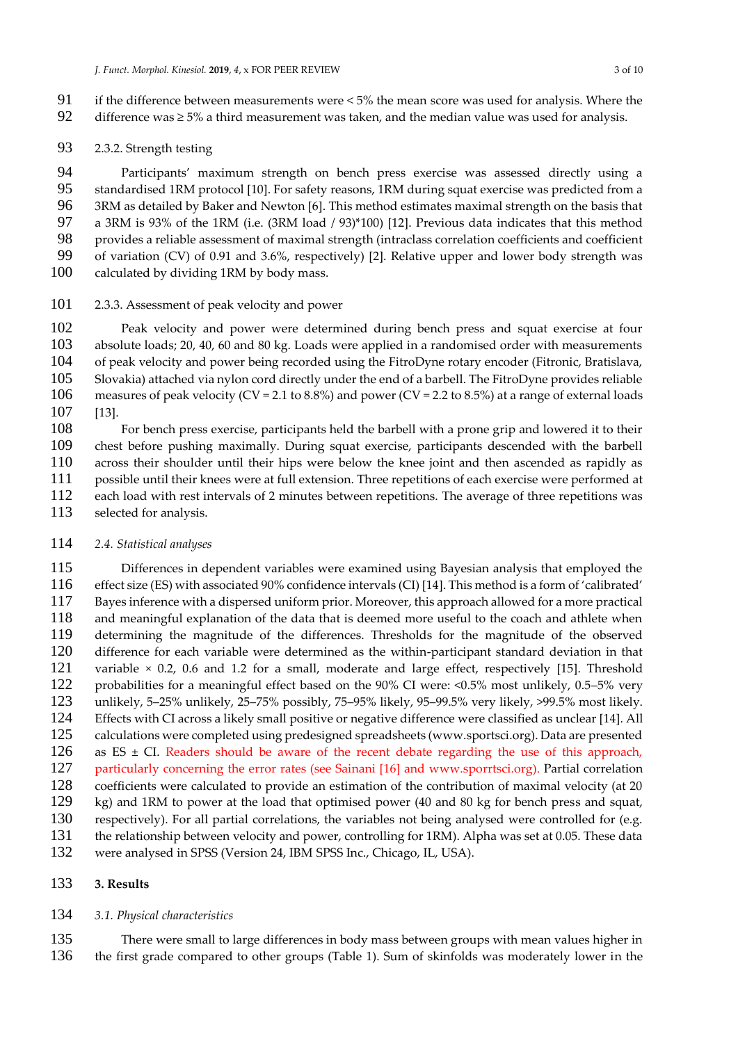if the difference between measurements were < 5% the mean score was used for analysis. Where the difference was ≥ 5% a third measurement was taken, and the median value was used for analysis.

#### 2.3.2. Strength testing

Participants' maximum strength on bench press exercise was assessed directly using a standardised 1RM protocol [10]. For safety reasons, 1RM during squat exercise was predicted from a 3RM as detailed by Baker and Newton [6]. This method estimates maximal strength on the basis that a 3RM is 93% of the 1RM (i.e. (3RM load / 93)*100) [12]. Previous data indicates that this method provides a reliable assessment of maximal strength (intraclass correlation coefficients and coefficient of variation (CV) of 0.91 and 3.6%, respectively) [2]. Relative upper and lower body strength was calculated by dividing 1RM by body mass.

#### 2.3.3. Assessment of peak velocity and power

Peak velocity and power were determined during bench press and squat exercise at four absolute loads; 20, 40, 60 and 80 kg. Loads were applied in a randomised order with measurements of peak velocity and power being recorded using the FitroDyne rotary encoder (Fitronic, Bratislava, Slovakia) attached via nylon cord directly under the end of a barbell. The FitroDyne provides reliable measures of peak velocity (CV = 2.1 to 8.8%) and power (CV = 2.2 to 8.5%) at a range of external loads [13].

For bench press exercise, participants held the barbell with a prone grip and lowered it to their chest before pushing maximally. During squat exercise, participants descended with the barbell across their shoulder until their hips were below the knee joint and then ascended as rapidly as possible until their knees were at full extension. Three repetitions of each exercise were performed at each load with rest intervals of 2 minutes between repetitions. The average of three repetitions was selected for analysis.

### *2.4. Statistical analyses*

Differences in dependent variables were examined using Bayesian analysis that employed the effect size (ES) with associated 90% confidence intervals (CI) [14]. This method is a form of 'calibrated' Bayes inference with a dispersed uniform prior. Moreover, this approach allowed for a more practical and meaningful explanation of the data that is deemed more useful to the coach and athlete when determining the magnitude of the differences. Thresholds for the magnitude of the observed difference for each variable were determined as the within-participant standard deviation in that variable × 0.2, 0.6 and 1.2 for a small, moderate and large effect, respectively [15]. Threshold probabilities for a meaningful effect based on the 90% CI were: <0.5% most unlikely, 0.5–5% very unlikely, 5–25% unlikely, 25–75% possibly, 75–95% likely, 95–99.5% very likely, >99.5% most likely. Effects with CI across a likely small positive or negative difference were classified as unclear [14]. All calculations were completed using predesigned spreadsheets (www.sportsci.org). Data are presented as ES ± CI. Readers should be aware of the recent debate regarding the use of this approach, particularly concerning the error rates (see Sainani [16] and www.sporrtsci.org). Partial correlation coefficients were calculated to provide an estimation of the contribution of maximal velocity (at 20 kg) and 1RM to power at the load that optimised power (40 and 80 kg for bench press and squat, respectively). For all partial correlations, the variables not being analysed were controlled for (e.g. the relationship between velocity and power, controlling for 1RM). Alpha was set at 0.05. These data were analysed in SPSS (Version 24, IBM SPSS Inc., Chicago, IL, USA).

## 3. Results

### *3.1. Physical characteristics*

There were small to large differences in body mass between groups with mean values higher in the first grade compared to other groups (Table 1). Sum of skinfolds was moderately lower in the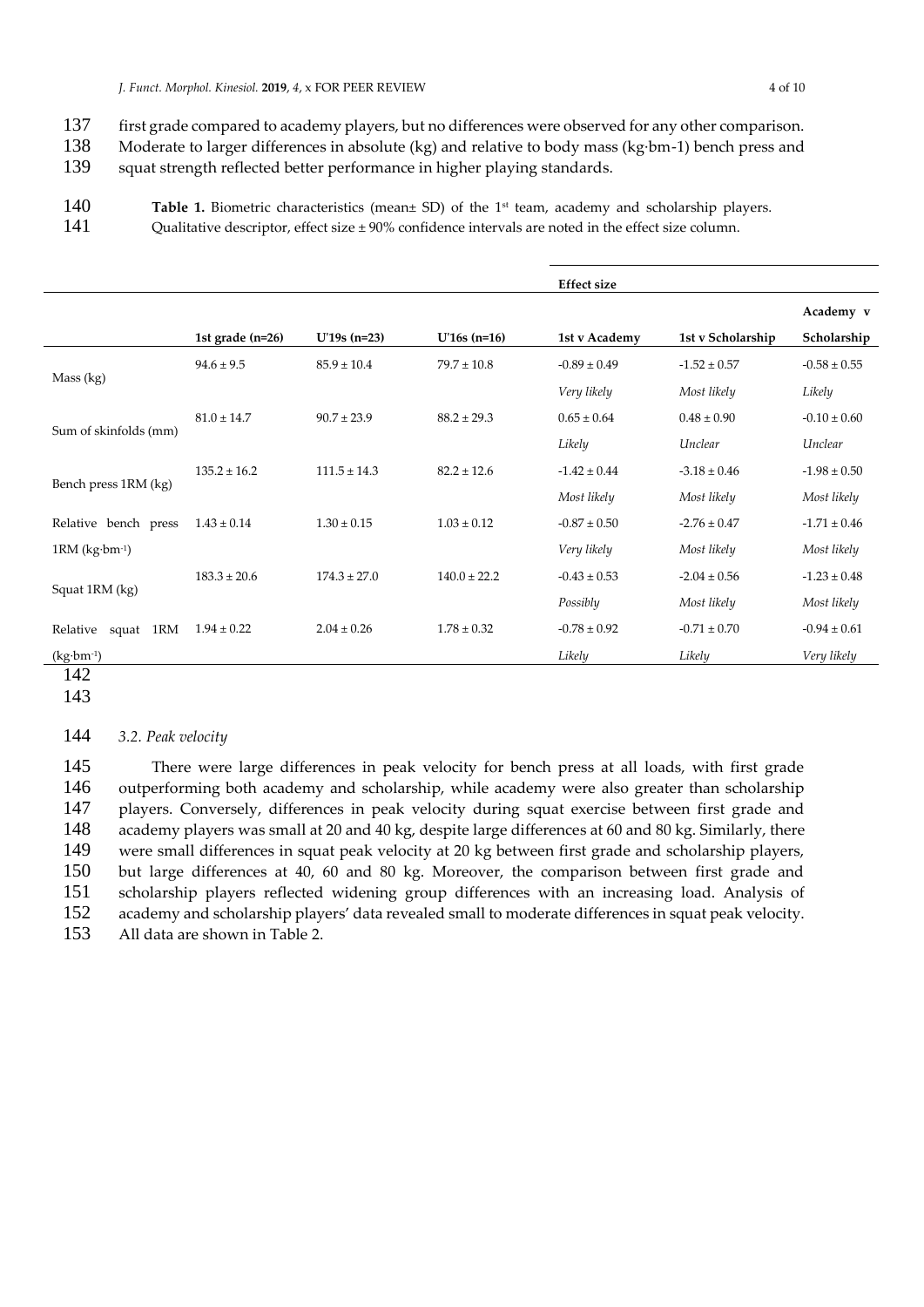first grade compared to academy players, but no differences were observed for any other comparison. Moderate to larger differences in absolute (kg) and relative to body mass (kg·bm-1) bench press and squat strength reflected better performance in higher playing standards.

**Table 1.** Biometric characteristics (mean± SD) of the 1st team, academy and scholarship players. Qualitative descriptor, effect size ± 90% confidence intervals are noted in the effect size column.

| | | | | Effect size | | |
|---|---|---|---|---|---|---|
| | **1st grade (n=26)** | **U'19s (n=23)** | **U'16s (n=16)** | **1st v Academy** | **1st v Scholarship** | **Academy v Scholarship** |
| Mass (kg) | 94.6 ± 9.5 | 85.9 ± 10.4 | 79.7 ± 10.8 | -0.89 ± 0.49 | -1.52 ± 0.57 | -0.58 ± 0.55 |
| | | | | *Very likely* | *Most likely* | *Likely* |
| Sum of skinfolds (mm) | 81.0 ± 14.7 | 90.7 ± 23.9 | 88.2 ± 29.3 | 0.65 ± 0.64 | 0.48 ± 0.90 | -0.10 ± 0.60 |
| | | | | *Likely* | *Unclear* | *Unclear* |
| Bench press 1RM (kg) | 135.2 ± 16.2 | 111.5 ± 14.3 | 82.2 ± 12.6 | -1.42 ± 0.44 | -3.18 ± 0.46 | -1.98 ± 0.50 |
| | | | | *Most likely* | *Most likely* | *Most likely* |
| Relative bench press 1RM ($kg \cdot bm^{-1}$) | 1.43 ± 0.14 | 1.30 ± 0.15 | 1.03 ± 0.12 | -0.87 ± 0.50 | -2.76 ± 0.47 | -1.71 ± 0.46 |
| | | | | *Very likely* | *Most likely* | *Most likely* |
| Squat 1RM (kg) | 183.3 ± 20.6 | 174.3 ± 27.0 | 140.0 ± 22.2 | -0.43 ± 0.53 | -2.04 ± 0.56 | -1.23 ± 0.48 |
| | | | | *Possibly* | *Most likely* | *Most likely* |
| Relative squat 1RM ($kg \cdot bm^{-1}$) | 1.94 ± 0.22 | 2.04 ± 0.26 | 1.78 ± 0.32 | -0.78 ± 0.92 | -0.71 ± 0.70 | -0.94 ± 0.61 |
| | | | | *Likely* | *Likely* | *Very likely* |

### *3.2. Peak velocity*

There were large differences in peak velocity for bench press at all loads, with first grade outperforming both academy and scholarship, while academy were also greater than scholarship players. Conversely, differences in peak velocity during squat exercise between first grade and academy players was small at 20 and 40 kg, despite large differences at 60 and 80 kg. Similarly, there were small differences in squat peak velocity at 20 kg between first grade and scholarship players, but large differences at 40, 60 and 80 kg. Moreover, the comparison between first grade and scholarship players reflected widening group differences with an increasing load. Analysis of academy and scholarship players' data revealed small to moderate differences in squat peak velocity. All data are shown in Table 2.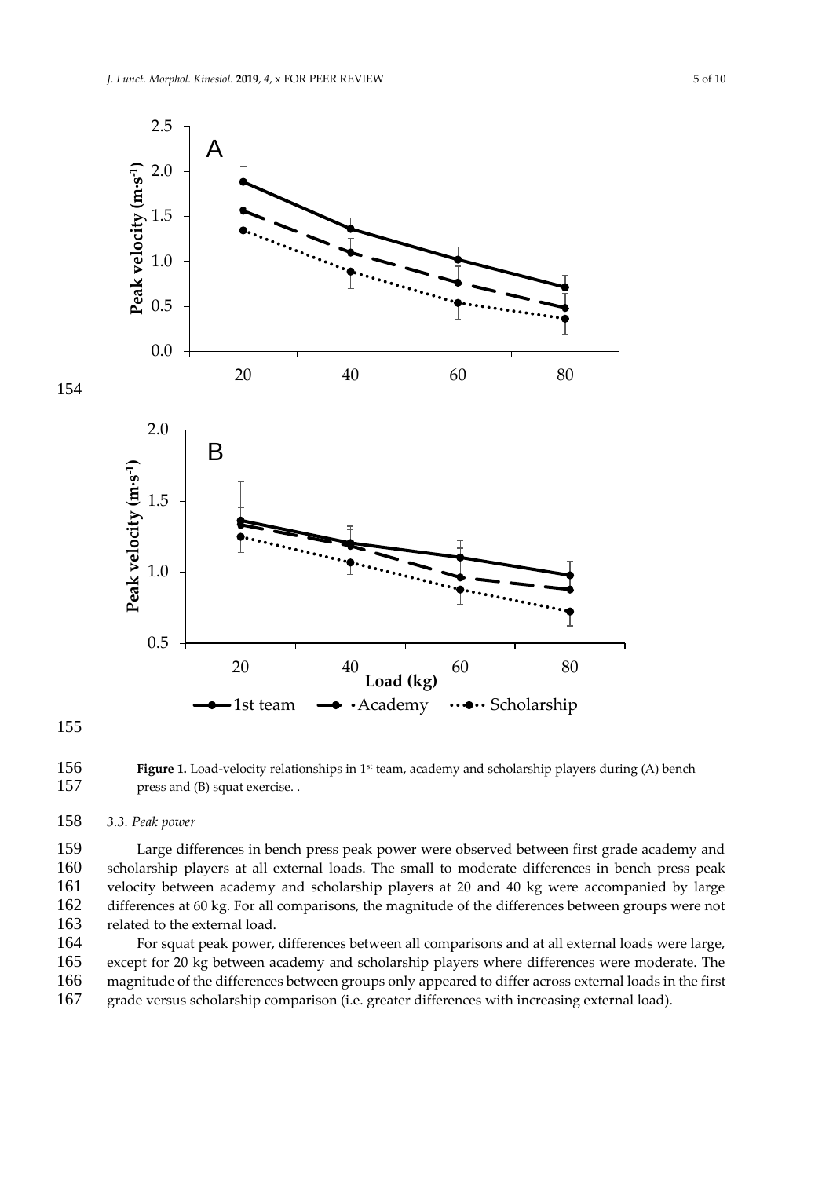**Figure 1.** Load-velocity relationships in 1st team, academy and scholarship players during (A) bench press and (B) squat exercise. .

### *3.3. Peak power*

Large differences in bench press peak power were observed between first grade academy and scholarship players at all external loads. The small to moderate differences in bench press peak velocity between academy and scholarship players at 20 and 40 kg were accompanied by large differences at 60 kg. For all comparisons, the magnitude of the differences between groups were not related to the external load.

For squat peak power, differences between all comparisons and at all external loads were large, except for 20 kg between academy and scholarship players where differences were moderate. The magnitude of the differences between groups only appeared to differ across external loads in the first grade versus scholarship comparison (i.e. greater differences with increasing external load).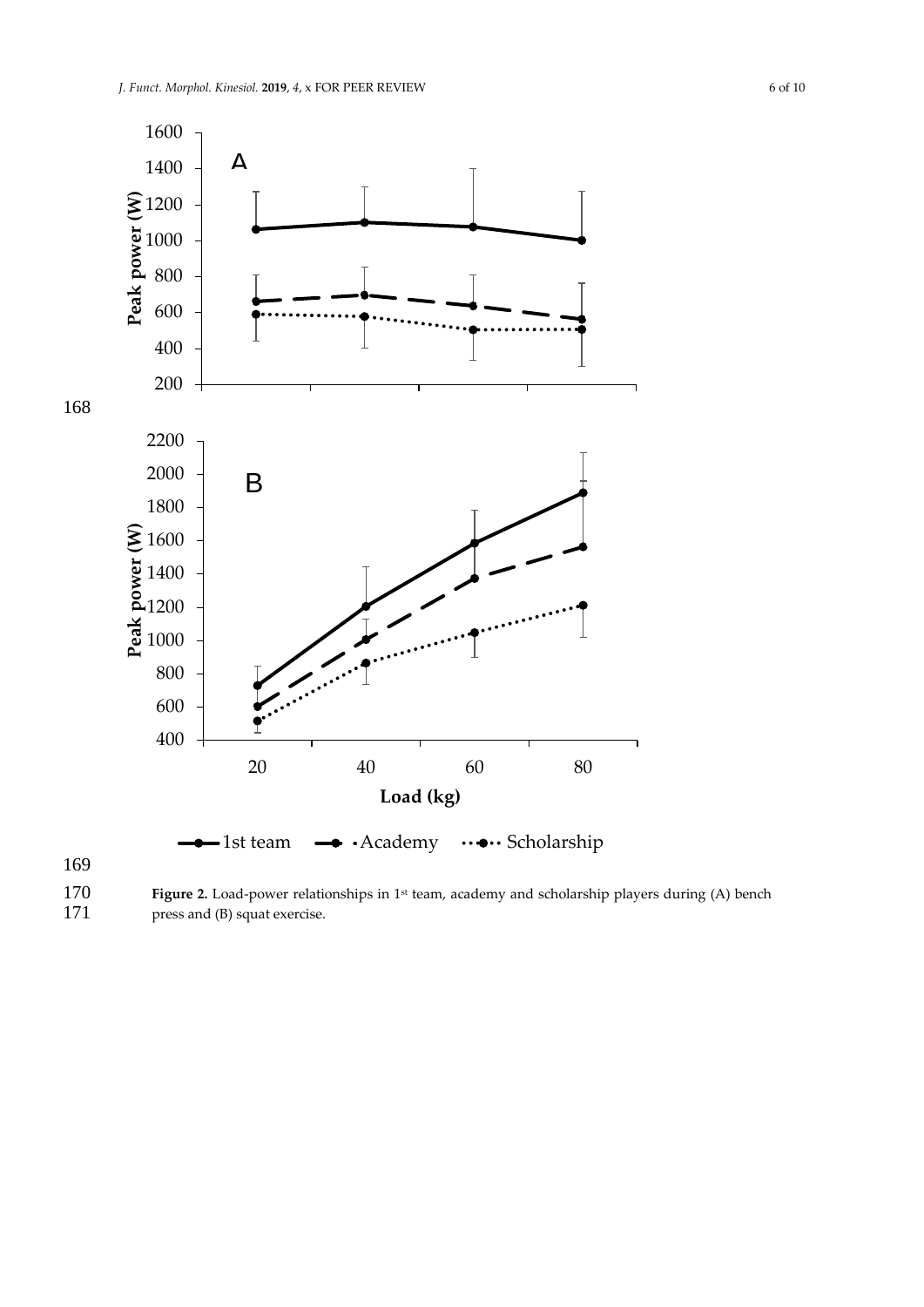**Figure 2.** Load-power relationships in 1st team, academy and scholarship players during (A) bench press and (B) squat exercise.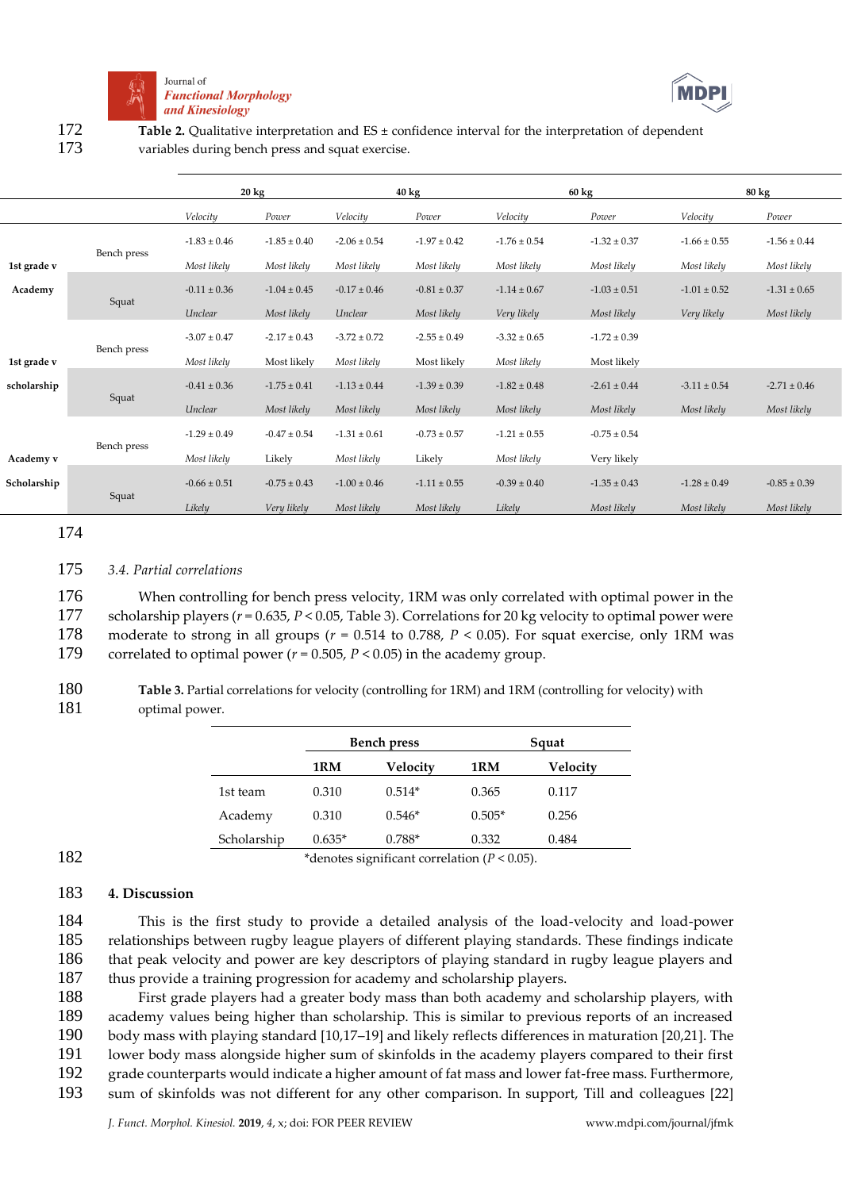**Table 2.** Qualitative interpretation and ES ± confidence interval for the interpretation of dependent variables during bench press and squat exercise.

| | | 20 kg | | 40 kg | | 60 kg | | 80 kg | |
|---|---|---|---|---|---|---|---|---|---|
| | | *Velocity* | *Power* | *Velocity* | *Power* | *Velocity* | *Power* | *Velocity* | *Power* |
| 1st grade v Academy | Bench press | -1.83 ± 0.46 | -1.85 ± 0.40 | -2.06 ± 0.54 | -1.97 ± 0.42 | -1.76 ± 0.54 | -1.32 ± 0.37 | -1.66 ± 0.55 | -1.56 ± 0.44 |
| | | *Most likely* | *Most likely* | *Most likely* | *Most likely* | *Most likely* | *Most likely* | *Most likely* | *Most likely* |
| | Squat | -0.11 ± 0.36 | -1.04 ± 0.45 | -0.17 ± 0.46 | -0.81 ± 0.37 | -1.14 ± 0.67 | -1.03 ± 0.51 | -1.01 ± 0.52 | -1.31 ± 0.65 |
| | | *Unclear* | *Most likely* | *Unclear* | *Most likely* | *Very likely* | *Most likely* | *Very likely* | *Most likely* |
| 1st grade v scholarship | Bench press | -3.07 ± 0.47 | -2.17 ± 0.43 | -3.72 ± 0.72 | -2.55 ± 0.49 | -3.32 ± 0.65 | -1.72 ± 0.39 | | |
| | | *Most likely* | Most likely | *Most likely* | Most likely | *Most likely* | Most likely | | |
| | Squat | -0.41 ± 0.36 | -1.75 ± 0.41 | -1.13 ± 0.44 | -1.39 ± 0.39 | -1.82 ± 0.48 | -2.61 ± 0.44 | -3.11 ± 0.54 | -2.71 ± 0.46 |
| | | *Unclear* | *Most likely* | *Most likely* | *Most likely* | *Most likely* | *Most likely* | *Most likely* | *Most likely* |
| Academy v Scholarship | Bench press | -1.29 ± 0.49 | -0.47 ± 0.54 | -1.31 ± 0.61 | -0.73 ± 0.57 | -1.21 ± 0.55 | -0.75 ± 0.54 | | |
| | | *Most likely* | Likely | *Most likely* | Likely | *Most likely* | Very likely | | |
| | Squat | -0.66 ± 0.51 | -0.75 ± 0.43 | -1.00 ± 0.46 | -1.11 ± 0.55 | -0.39 ± 0.40 | -1.35 ± 0.43 | -1.28 ± 0.49 | -0.85 ± 0.39 |
| | | *Likely* | *Very likely* | *Most likely* | *Most likely* | *Likely* | *Most likely* | *Most likely* | *Most likely* |

### 3.4. Partial correlations

When controlling for bench press velocity, 1RM was only correlated with optimal power in the scholarship players ($r = 0.635$, $P < 0.05$, Table 3). Correlations for 20 kg velocity to optimal power were moderate to strong in all groups ($r$ = 0.514 to 0.788, $P < 0.05$). For squat exercise, only 1RM was correlated to optimal power ($r = 0.505$, $P < 0.05$) in the academy group.

**Table 3.** Partial correlations for velocity (controlling for 1RM) and 1RM (controlling for velocity) with optimal power.

| | Bench press | | Squat | |
|---|---|---|---|---|
| | 1RM | Velocity | 1RM | Velocity |
| 1st team | 0.310 | 0.514* | 0.365 | 0.117 |
| Academy | 0.310 | 0.546* | 0.505* | 0.256 |
| Scholarship | 0.635* | 0.788* | 0.332 | 0.484 |

*denotes significant correlation ($P < 0.05$).

## 4. Discussion

This is the first study to provide a detailed analysis of the load-velocity and load-power relationships between rugby league players of different playing standards. These findings indicate that peak velocity and power are key descriptors of playing standard in rugby league players and thus provide a training progression for academy and scholarship players.

First grade players had a greater body mass than both academy and scholarship players, with academy values being higher than scholarship. This is similar to previous reports of an increased body mass with playing standard [10,17–19] and likely reflects differences in maturation [20,21]. The lower body mass alongside higher sum of skinfolds in the academy players compared to their first grade counterparts would indicate a higher amount of fat mass and lower fat-free mass. Furthermore, sum of skinfolds was not different for any other comparison. In support, Till and colleagues [22]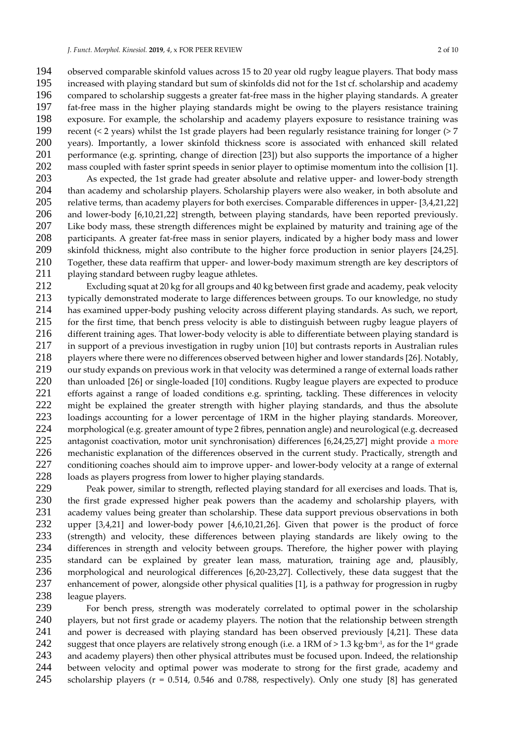observed comparable skinfold values across 15 to 20 year old rugby league players. That body mass increased with playing standard but sum of skinfolds did not for the 1st cf. scholarship and academy compared to scholarship suggests a greater fat-free mass in the higher playing standards. A greater fat-free mass in the higher playing standards might be owing to the players resistance training exposure. For example, the scholarship and academy players exposure to resistance training was recent (< 2 years) whilst the 1st grade players had been regularly resistance training for longer (> 7 years). Importantly, a lower skinfold thickness score is associated with enhanced skill related performance (e.g. sprinting, change of direction [23]) but also supports the importance of a higher mass coupled with faster sprint speeds in senior player to optimise momentum into the collision [1].

As expected, the 1st grade had greater absolute and relative upper- and lower-body strength than academy and scholarship players. Scholarship players were also weaker, in both absolute and relative terms, than academy players for both exercises. Comparable differences in upper- [3,4,21,22] and lower-body [6,10,21,22] strength, between playing standards, have been reported previously. Like body mass, these strength differences might be explained by maturity and training age of the participants. A greater fat-free mass in senior players, indicated by a higher body mass and lower skinfold thickness, might also contribute to the higher force production in senior players [24,25]. Together, these data reaffirm that upper- and lower-body maximum strength are key descriptors of playing standard between rugby league athletes.

Excluding squat at 20 kg for all groups and 40 kg between first grade and academy, peak velocity typically demonstrated moderate to large differences between groups. To our knowledge, no study has examined upper-body pushing velocity across different playing standards. As such, we report, for the first time, that bench press velocity is able to distinguish between rugby league players of different training ages. That lower-body velocity is able to differentiate between playing standard is in support of a previous investigation in rugby union [10] but contrasts reports in Australian rules players where there were no differences observed between higher and lower standards [26]. Notably, our study expands on previous work in that velocity was determined a range of external loads rather than unloaded [26] or single-loaded [10] conditions. Rugby league players are expected to produce efforts against a range of loaded conditions e.g. sprinting, tackling. These differences in velocity might be explained the greater strength with higher playing standards, and thus the absolute loadings accounting for a lower percentage of 1RM in the higher playing standards. Moreover, morphological (e.g. greater amount of type 2 fibres, pennation angle) and neurological (e.g. decreased antagonist coactivation, motor unit synchronisation) differences [6,24,25,27] might provide a more mechanistic explanation of the differences observed in the current study. Practically, strength and conditioning coaches should aim to improve upper- and lower-body velocity at a range of external loads as players progress from lower to higher playing standards.

Peak power, similar to strength, reflected playing standard for all exercises and loads. That is, the first grade expressed higher peak powers than the academy and scholarship players, with academy values being greater than scholarship. These data support previous observations in both upper [3,4,21] and lower-body power [4,6,10,21,26]. Given that power is the product of force (strength) and velocity, these differences between playing standards are likely owing to the differences in strength and velocity between groups. Therefore, the higher power with playing standard can be explained by greater lean mass, maturation, training age and, plausibly, morphological and neurological differences [6,20-23,27]. Collectively, these data suggest that the enhancement of power, alongside other physical qualities [1], is a pathway for progression in rugby league players.

For bench press, strength was moderately correlated to optimal power in the scholarship players, but not first grade or academy players. The notion that the relationship between strength and power is decreased with playing standard has been observed previously [4,21]. These data suggest that once players are relatively strong enough (i.e. a 1RM of > 1.3 $kg \cdot bm^{-1}$, as for the 1st grade and academy players) then other physical attributes must be focused upon. Indeed, the relationship between velocity and optimal power was moderate to strong for the first grade, academy and scholarship players ($r$ = 0.514, 0.546 and 0.788, respectively). Only one study [8] has generated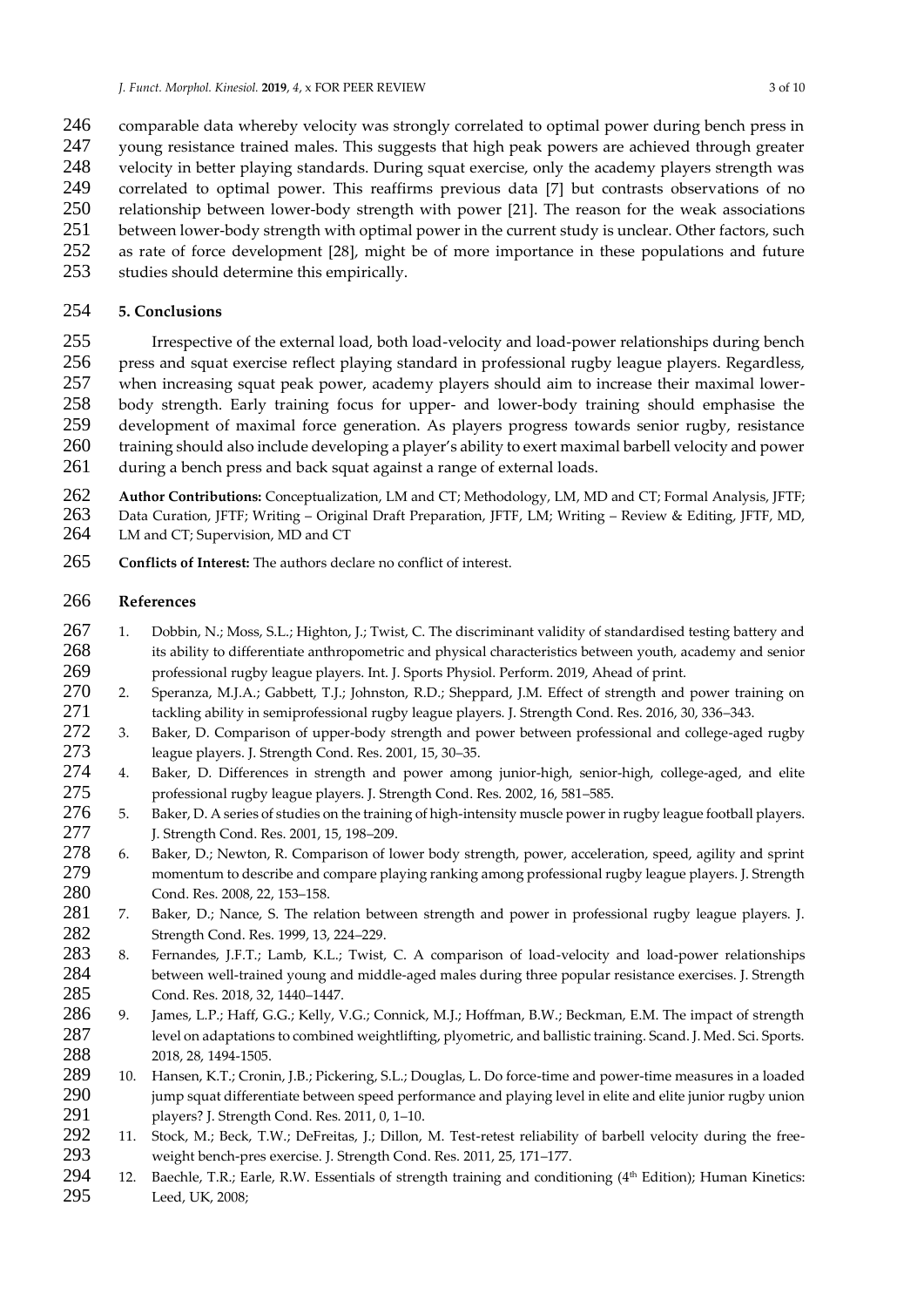comparable data whereby velocity was strongly correlated to optimal power during bench press in young resistance trained males. This suggests that high peak powers are achieved through greater velocity in better playing standards. During squat exercise, only the academy players strength was correlated to optimal power. This reaffirms previous data [7] but contrasts observations of no relationship between lower-body strength with power [21]. The reason for the weak associations between lower-body strength with optimal power in the current study is unclear. Other factors, such as rate of force development [28], might be of more importance in these populations and future studies should determine this empirically.

## 5. Conclusions

Irrespective of the external load, both load-velocity and load-power relationships during bench press and squat exercise reflect playing standard in professional rugby league players. Regardless, when increasing squat peak power, academy players should aim to increase their maximal lower-body strength. Early training focus for upper- and lower-body training should emphasise the development of maximal force generation. As players progress towards senior rugby, resistance training should also include developing a player's ability to exert maximal barbell velocity and power during a bench press and back squat against a range of external loads.

**Author Contributions:** Conceptualization, LM and CT; Methodology, LM, MD and CT; Formal Analysis, JFTF; Data Curation, JFTF; Writing – Original Draft Preparation, JFTF, LM; Writing – Review & Editing, JFTF, MD, LM and CT; Supervision, MD and CT

**Conflicts of Interest:** The authors declare no conflict of interest.

## References

1. Dobbin, N.; Moss, S.L.; Highton, J.; Twist, C. The discriminant validity of standardised testing battery and its ability to differentiate anthropometric and physical characteristics between youth, academy and senior professional rugby league players. Int. J. Sports Physiol. Perform. 2019, Ahead of print.
2. Speranza, M.J.A.; Gabbett, T.J.; Johnston, R.D.; Sheppard, J.M. Effect of strength and power training on tackling ability in semiprofessional rugby league players. J. Strength Cond. Res. 2016, 30, 336–343.
3. Baker, D. Comparison of upper-body strength and power between professional and college-aged rugby league players. J. Strength Cond. Res. 2001, 15, 30–35.
4. Baker, D. Differences in strength and power among junior-high, senior-high, college-aged, and elite professional rugby league players. J. Strength Cond. Res. 2002, 16, 581–585.
5. Baker, D. A series of studies on the training of high-intensity muscle power in rugby league football players. J. Strength Cond. Res. 2001, 15, 198–209.
6. Baker, D.; Newton, R. Comparison of lower body strength, power, acceleration, speed, agility and sprint momentum to describe and compare playing ranking among professional rugby league players. J. Strength Cond. Res. 2008, 22, 153–158.
7. Baker, D.; Nance, S. The relation between strength and power in professional rugby league players. J. Strength Cond. Res. 1999, 13, 224–229.
8. Fernandes, J.F.T.; Lamb, K.L.; Twist, C. A comparison of load-velocity and load-power relationships between well-trained young and middle-aged males during three popular resistance exercises. J. Strength Cond. Res. 2018, 32, 1440–1447.
9. James, L.P.; Haff, G.G.; Kelly, V.G.; Connick, M.J.; Hoffman, B.W.; Beckman, E.M. The impact of strength level on adaptations to combined weightlifting, plyometric, and ballistic training. Scand. J. Med. Sci. Sports. 2018, 28, 1494-1505.
10. Hansen, K.T.; Cronin, J.B.; Pickering, S.L.; Douglas, L. Do force-time and power-time measures in a loaded jump squat differentiate between speed performance and playing level in elite and elite junior rugby union players? J. Strength Cond. Res. 2011, 0, 1–10.
11. Stock, M.; Beck, T.W.; DeFreitas, J.; Dillon, M. Test-retest reliability of barbell velocity during the free-weight bench-pres exercise. J. Strength Cond. Res. 2011, 25, 171–177.
12. Baechle, T.R.; Earle, R.W. Essentials of strength training and conditioning (4th Edition); Human Kinetics: Leed, UK, 2008;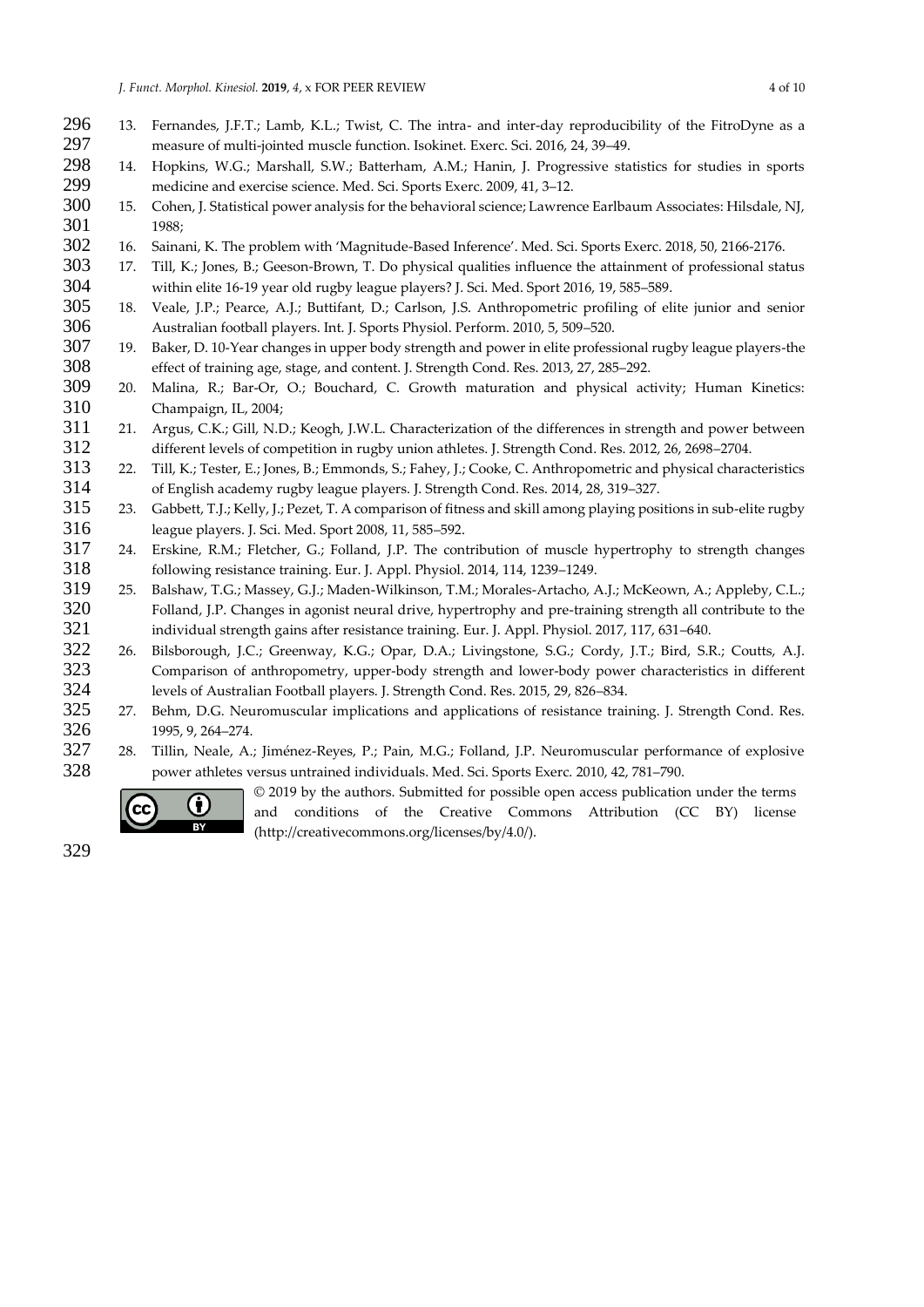13. Fernandes, J.F.T.; Lamb, K.L.; Twist, C. The intra- and inter-day reproducibility of the FitroDyne as a measure of multi-jointed muscle function. Isokinet. Exerc. Sci. 2016, 24, 39–49.
14. Hopkins, W.G.; Marshall, S.W.; Batterham, A.M.; Hanin, J. Progressive statistics for studies in sports medicine and exercise science. Med. Sci. Sports Exerc. 2009, 41, 3–12.
15. Cohen, J. Statistical power analysis for the behavioral science; Lawrence Earlbaum Associates: Hilsdale, NJ, 1988;
16. Sainani, K. The problem with 'Magnitude-Based Inference'. Med. Sci. Sports Exerc. 2018, 50, 2166-2176.
17. Till, K.; Jones, B.; Geeson-Brown, T. Do physical qualities influence the attainment of professional status within elite 16-19 year old rugby league players? J. Sci. Med. Sport 2016, 19, 585–589.
18. Veale, J.P.; Pearce, A.J.; Buttifant, D.; Carlson, J.S. Anthropometric profiling of elite junior and senior Australian football players. Int. J. Sports Physiol. Perform. 2010, 5, 509–520.
19. Baker, D. 10-Year changes in upper body strength and power in elite professional rugby league players-the effect of training age, stage, and content. J. Strength Cond. Res. 2013, 27, 285–292.
20. Malina, R.; Bar-Or, O.; Bouchard, C. Growth maturation and physical activity; Human Kinetics: Champaign, IL, 2004;
21. Argus, C.K.; Gill, N.D.; Keogh, J.W.L. Characterization of the differences in strength and power between different levels of competition in rugby union athletes. J. Strength Cond. Res. 2012, 26, 2698–2704.
22. Till, K.; Tester, E.; Jones, B.; Emmonds, S.; Fahey, J.; Cooke, C. Anthropometric and physical characteristics of English academy rugby league players. J. Strength Cond. Res. 2014, 28, 319–327.
23. Gabbett, T.J.; Kelly, J.; Pezet, T. A comparison of fitness and skill among playing positions in sub-elite rugby league players. J. Sci. Med. Sport 2008, 11, 585–592.
24. Erskine, R.M.; Fletcher, G.; Folland, J.P. The contribution of muscle hypertrophy to strength changes following resistance training. Eur. J. Appl. Physiol. 2014, 114, 1239–1249.
25. Balshaw, T.G.; Massey, G.J.; Maden-Wilkinson, T.M.; Morales-Artacho, A.J.; McKeown, A.; Appleby, C.L.; Folland, J.P. Changes in agonist neural drive, hypertrophy and pre-training strength all contribute to the individual strength gains after resistance training. Eur. J. Appl. Physiol. 2017, 117, 631–640.
26. Bilsborough, J.C.; Greenway, K.G.; Opar, D.A.; Livingstone, S.G.; Cordy, J.T.; Bird, S.R.; Coutts, A.J. Comparison of anthropometry, upper-body strength and lower-body power characteristics in different levels of Australian Football players. J. Strength Cond. Res. 2015, 29, 826–834.
27. Behm, D.G. Neuromuscular implications and applications of resistance training. J. Strength Cond. Res. 1995, 9, 264–274.
28. Tillin, Neale, A.; Jiménez-Reyes, P.; Pain, M.G.; Folland, J.P. Neuromuscular performance of explosive power athletes versus untrained individuals. Med. Sci. Sports Exerc. 2010, 42, 781–790.

© 2019 by the authors. Submitted for possible open access publication under the terms and conditions of the Creative Commons Attribution (CC BY) license (http://creativecommons.org/licenses/by/4.0/).